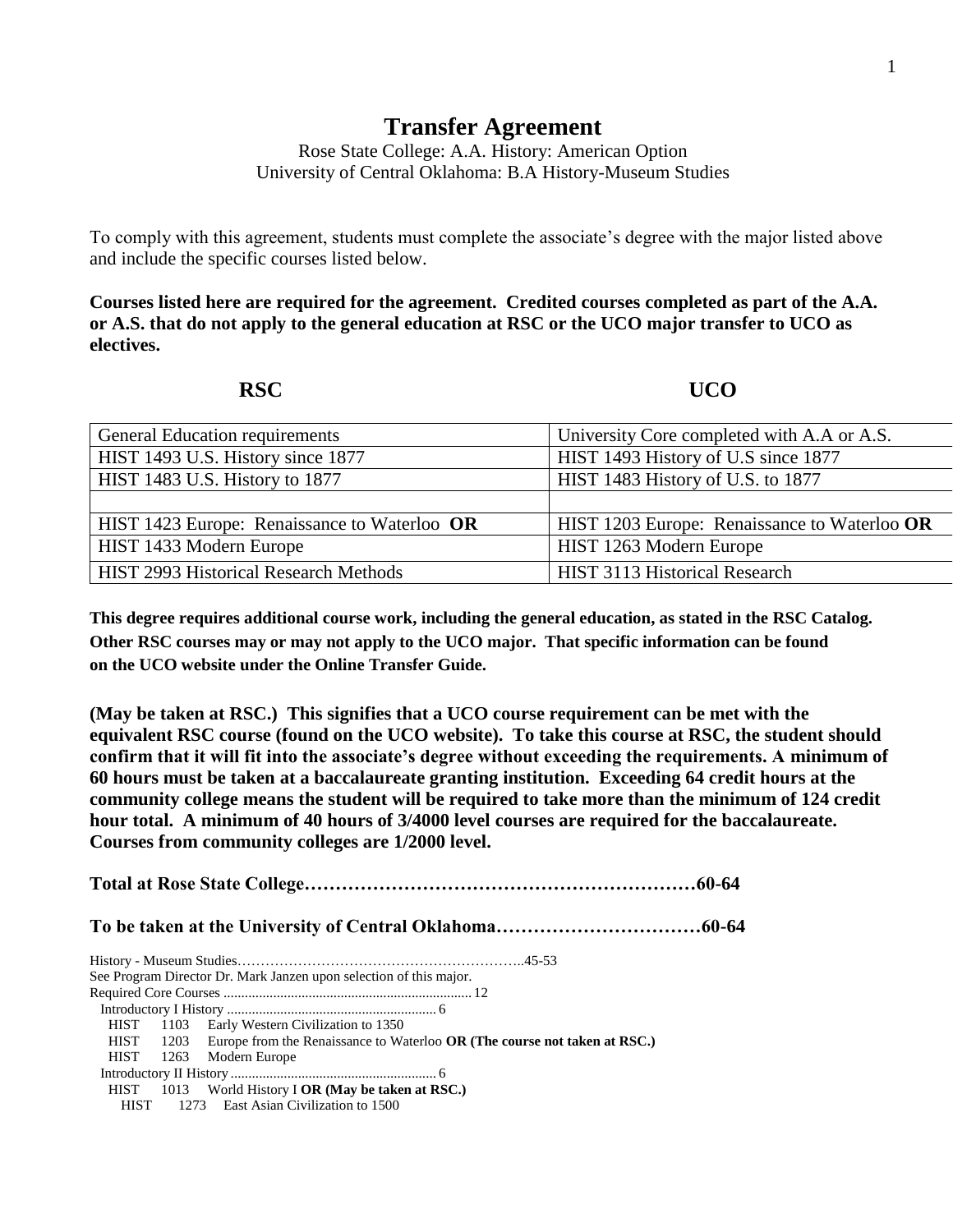# Transfer Agreement

Rose State College: A.A. History: American Option
University of Central Oklahoma: B.A History-Museum Studies

To comply with this agreement, students must complete the associate's degree with the major listed above and include the specific courses listed below.

**Courses listed here are required for the agreement. Credited courses completed as part of the A.A. or A.S. that do not apply to the general education at RSC or the UCO major transfer to UCO as electives.**

| RSC | UCO |
|---|---|
| General Education requirements | University Core completed with A.A or A.S. |
| HIST 1493 U.S. History since 1877 | HIST 1493 History of U.S since 1877 |
| HIST 1483 U.S. History to 1877 | HIST 1483 History of U.S. to 1877 |
| | |
| HIST 1423 Europe: Renaissance to Waterloo **OR** | HIST 1203 Europe: Renaissance to Waterloo **OR** |
| HIST 1433 Modern Europe | HIST 1263 Modern Europe |
| HIST 2993 Historical Research Methods | HIST 3113 Historical Research |

**This degree requires additional course work, including the general education, as stated in the RSC Catalog. Other RSC courses may or may not apply to the UCO major. That specific information can be found on the UCO website under the Online Transfer Guide.**

**(May be taken at RSC.) This signifies that a UCO course requirement can be met with the equivalent RSC course (found on the UCO website). To take this course at RSC, the student should confirm that it will fit into the associate's degree without exceeding the requirements. A minimum of 60 hours must be taken at a baccalaureate granting institution. Exceeding 64 credit hours at the community college means the student will be required to take more than the minimum of 124 credit hour total. A minimum of 40 hours of 3/4000 level courses are required for the baccalaureate. Courses from community colleges are 1/2000 level.**

**Total at Rose State College……………………………………………………60-64**

**To be taken at the University of Central Oklahoma……………………………60-64**

History - Museum Studies……………………………………………………..45-53
See Program Director Dr. Mark Janzen upon selection of this major.
Required Core Courses ........................................................................ 12
Introductory I History ............................................................ 6
HIST 1103 Early Western Civilization to 1350
HIST 1203 Europe from the Renaissance to Waterloo **OR (The course not taken at RSC.)**
HIST 1263 Modern Europe
Introductory II History ........................................................... 6
HIST 1013 World History I **OR (May be taken at RSC.)**
HIST 1273 East Asian Civilization to 1500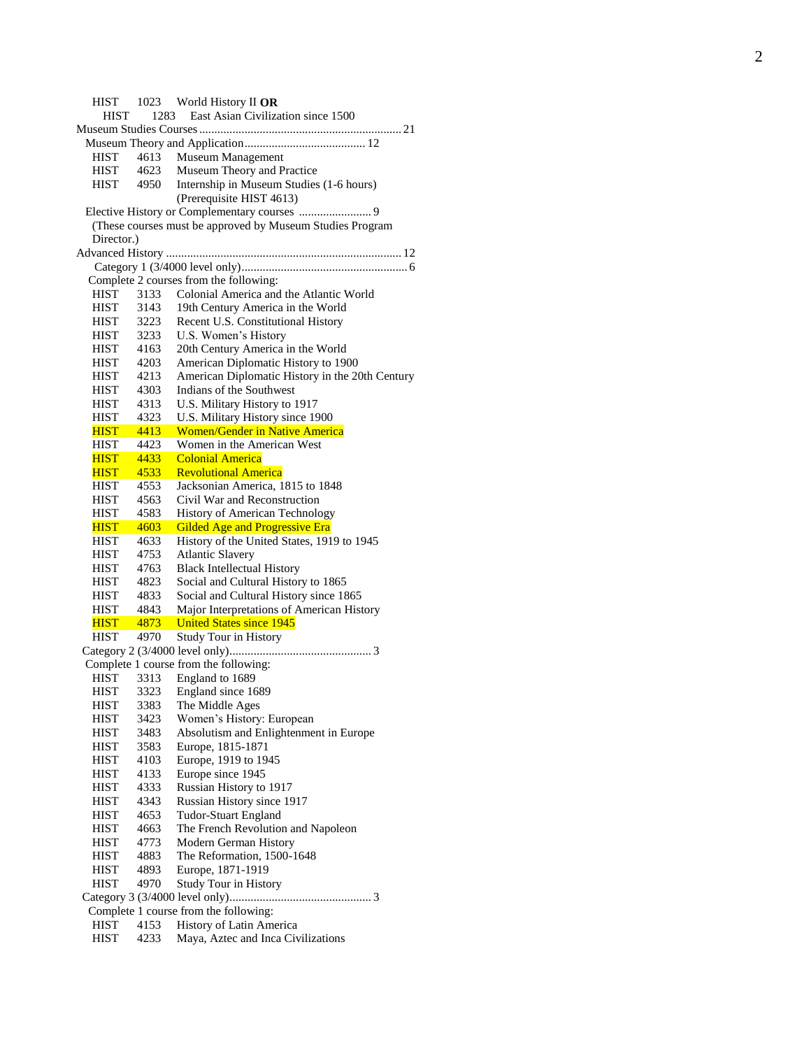HIST 1023 World History II **OR**
HIST 1283 East Asian Civilization since 1500

Museum Studies Courses .................................................................. 21

Museum Theory and Application ........................................ 12

- HIST 4613 Museum Management
- HIST 4623 Museum Theory and Practice
- HIST 4950 Internship in Museum Studies (1-6 hours) (Prerequisite HIST 4613)

Elective History or Complementary courses ........................ 9

(These courses must be approved by Museum Studies Program Director.)

Advanced History ............................................................................ 12

Category 1 (3/4000 level only) ....................................................... 6

Complete 2 courses from the following:

- HIST 3133 Colonial America and the Atlantic World
- HIST 3143 19th Century America in the World
- HIST 3223 Recent U.S. Constitutional History
- HIST 3233 U.S. Women's History
- HIST 4163 20th Century America in the World
- HIST 4203 American Diplomatic History to 1900
- HIST 4213 American Diplomatic History in the 20th Century
- HIST 4303 Indians of the Southwest
- HIST 4313 U.S. Military History to 1917
- HIST 4323 U.S. Military History since 1900
- HIST 4413 Women/Gender in Native America
- HIST 4423 Women in the American West
- HIST 4433 Colonial America
- HIST 4533 Revolutional America
- HIST 4553 Jacksonian America, 1815 to 1848
- HIST 4563 Civil War and Reconstruction
- HIST 4583 History of American Technology
- HIST 4603 Gilded Age and Progressive Era
- HIST 4633 History of the United States, 1919 to 1945
- HIST 4753 Atlantic Slavery
- HIST 4763 Black Intellectual History
- HIST 4823 Social and Cultural History to 1865
- HIST 4833 Social and Cultural History since 1865
- HIST 4843 Major Interpretations of American History
- HIST 4873 United States since 1945
- HIST 4970 Study Tour in History

Category 2 (3/4000 level only) ............................................... 3

Complete 1 course from the following:

- HIST 3313 England to 1689
- HIST 3323 England since 1689
- HIST 3383 The Middle Ages
- HIST 3423 Women's History: European
- HIST 3483 Absolutism and Enlightenment in Europe
- HIST 3583 Europe, 1815-1871
- HIST 4103 Europe, 1919 to 1945
- HIST 4133 Europe since 1945
- HIST 4333 Russian History to 1917
- HIST 4343 Russian History since 1917
- HIST 4653 Tudor-Stuart England
- HIST 4663 The French Revolution and Napoleon
- HIST 4773 Modern German History
- HIST 4883 The Reformation, 1500-1648
- HIST 4893 Europe, 1871-1919
- HIST 4970 Study Tour in History

Category 3 (3/4000 level only) ............................................... 3

Complete 1 course from the following:

- HIST 4153 History of Latin America
- HIST 4233 Maya, Aztec and Inca Civilizations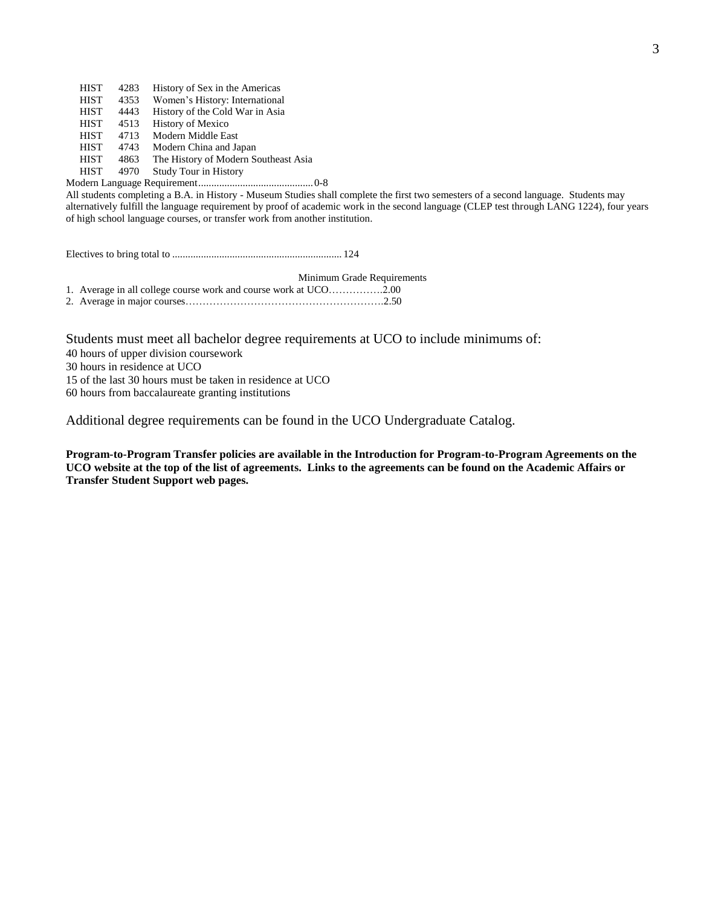| | | |
|---|---|---|
| HIST | 4283 | History of Sex in the Americas |
| HIST | 4353 | Women's History: International |
| HIST | 4443 | History of the Cold War in Asia |
| HIST | 4513 | History of Mexico |
| HIST | 4713 | Modern Middle East |
| HIST | 4743 | Modern China and Japan |
| HIST | 4863 | The History of Modern Southeast Asia |
| HIST | 4970 | Study Tour in History |

Modern Language Requirement............................................0-8

All students completing a B.A. in History - Museum Studies shall complete the first two semesters of a second language. Students may alternatively fulfill the language requirement by proof of academic work in the second language (CLEP test through LANG 1224), four years of high school language courses, or transfer work from another institution.

Electives to bring total to ................................................................ 124

Minimum Grade Requirements

1. Average in all college course work and course work at UCO…………….2.00
2. Average in major courses………………………………………………….2.50

Students must meet all bachelor degree requirements at UCO to include minimums of:

40 hours of upper division coursework
30 hours in residence at UCO
15 of the last 30 hours must be taken in residence at UCO
60 hours from baccalaureate granting institutions

Additional degree requirements can be found in the UCO Undergraduate Catalog.

**Program-to-Program Transfer policies are available in the Introduction for Program-to-Program Agreements on the UCO website at the top of the list of agreements. Links to the agreements can be found on the Academic Affairs or Transfer Student Support web pages.**